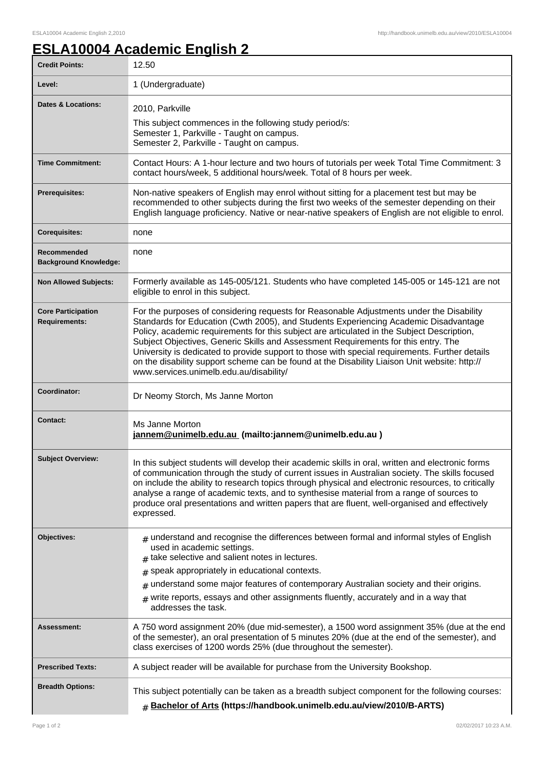# ESLA10004 Academic English 2

| | |
|---|---|
| **Credit Points:** | 12.50 |
| **Level:** | 1 (Undergraduate) |
| **Dates & Locations:** | 2010, Parkville<br>This subject commences in the following study period/s:<br>Semester 1, Parkville - Taught on campus.<br>Semester 2, Parkville - Taught on campus. |
| **Time Commitment:** | Contact Hours: A 1-hour lecture and two hours of tutorials per week Total Time Commitment: 3 contact hours/week, 5 additional hours/week. Total of 8 hours per week. |
| **Prerequisites:** | Non-native speakers of English may enrol without sitting for a placement test but may be recommended to other subjects during the first two weeks of the semester depending on their English language proficiency. Native or near-native speakers of English are not eligible to enrol. |
| **Corequisites:** | none |
| **Recommended Background Knowledge:** | none |
| **Non Allowed Subjects:** | Formerly available as 145-005/121. Students who have completed 145-005 or 145-121 are not eligible to enrol in this subject. |
| **Core Participation Requirements:** | For the purposes of considering requests for Reasonable Adjustments under the Disability Standards for Education (Cwth 2005), and Students Experiencing Academic Disadvantage Policy, academic requirements for this subject are articulated in the Subject Description, Subject Objectives, Generic Skills and Assessment Requirements for this entry. The University is dedicated to provide support to those with special requirements. Further details on the disability support scheme can be found at the Disability Liaison Unit website: http://www.services.unimelb.edu.au/disability/ |
| **Coordinator:** | Dr Neomy Storch, Ms Janne Morton |
| **Contact:** | Ms Janne Morton<br>**jannem@unimelb.edu.au (mailto:jannem@unimelb.edu.au )** |
| **Subject Overview:** | In this subject students will develop their academic skills in oral, written and electronic forms of communication through the study of current issues in Australian society. The skills focused on include the ability to research topics through physical and electronic resources, to critically analyse a range of academic texts, and to synthesise material from a range of sources to produce oral presentations and written papers that are fluent, well-organised and effectively expressed. |
| **Objectives:** | # understand and recognise the differences between formal and informal styles of English used in academic settings.<br># take selective and salient notes in lectures.<br># speak appropriately in educational contexts.<br># understand some major features of contemporary Australian society and their origins.<br># write reports, essays and other assignments fluently, accurately and in a way that addresses the task. |
| **Assessment:** | A 750 word assignment 20% (due mid-semester), a 1500 word assignment 35% (due at the end of the semester), an oral presentation of 5 minutes 20% (due at the end of the semester), and class exercises of 1200 words 25% (due throughout the semester). |
| **Prescribed Texts:** | A subject reader will be available for purchase from the University Bookshop. |
| **Breadth Options:** | This subject potentially can be taken as a breadth subject component for the following courses:<br># **Bachelor of Arts (https://handbook.unimelb.edu.au/view/2010/B-ARTS)** |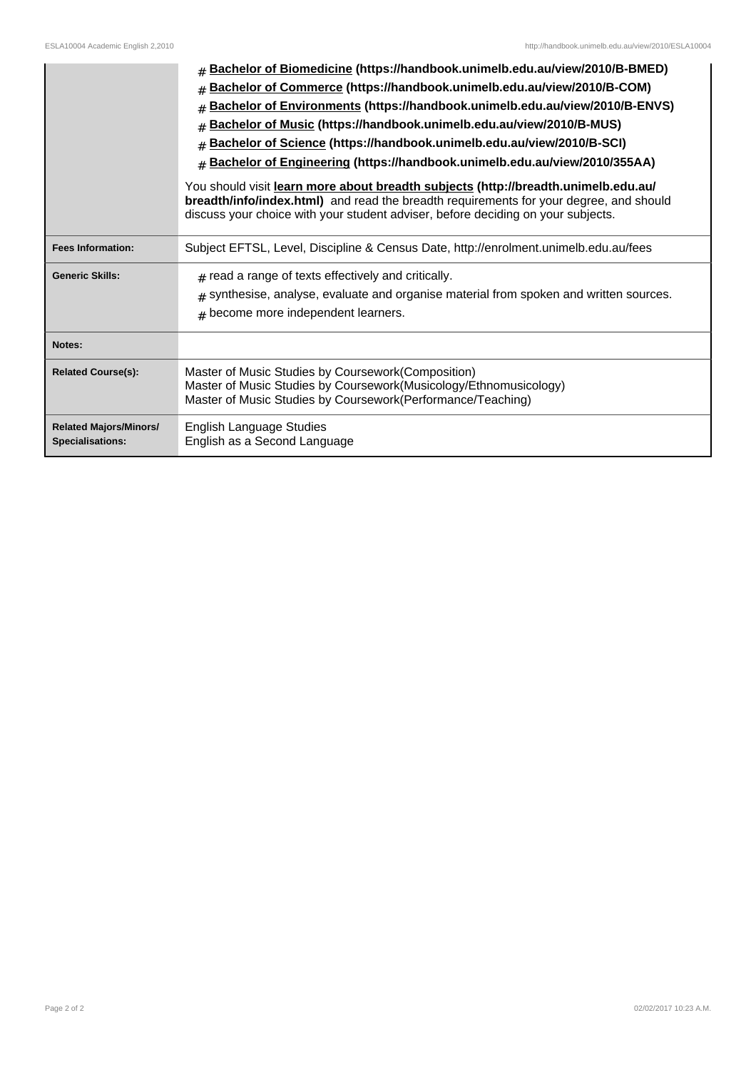| | |
|---|---|
| | # **Bachelor of Biomedicine (https://handbook.unimelb.edu.au/view/2010/B-BMED)**<br># **Bachelor of Commerce (https://handbook.unimelb.edu.au/view/2010/B-COM)**<br># **Bachelor of Environments (https://handbook.unimelb.edu.au/view/2010/B-ENVS)**<br># **Bachelor of Music (https://handbook.unimelb.edu.au/view/2010/B-MUS)**<br># **Bachelor of Science (https://handbook.unimelb.edu.au/view/2010/B-SCI)**<br># **Bachelor of Engineering (https://handbook.unimelb.edu.au/view/2010/355AA)**<br><br>You should visit **learn more about breadth subjects (http://breadth.unimelb.edu.au/breadth/info/index.html)** and read the breadth requirements for your degree, and should discuss your choice with your student adviser, before deciding on your subjects. |
| **Fees Information:** | Subject EFTSL, Level, Discipline & Census Date, http://enrolment.unimelb.edu.au/fees |
| **Generic Skills:** | # read a range of texts effectively and critically.<br># synthesise, analyse, evaluate and organise material from spoken and written sources.<br># become more independent learners. |
| **Notes:** | |
| **Related Course(s):** | Master of Music Studies by Coursework(Composition)<br>Master of Music Studies by Coursework(Musicology/Ethnomusicology)<br>Master of Music Studies by Coursework(Performance/Teaching) |
| **Related Majors/Minors/ Specialisations:** | English Language Studies<br>English as a Second Language |